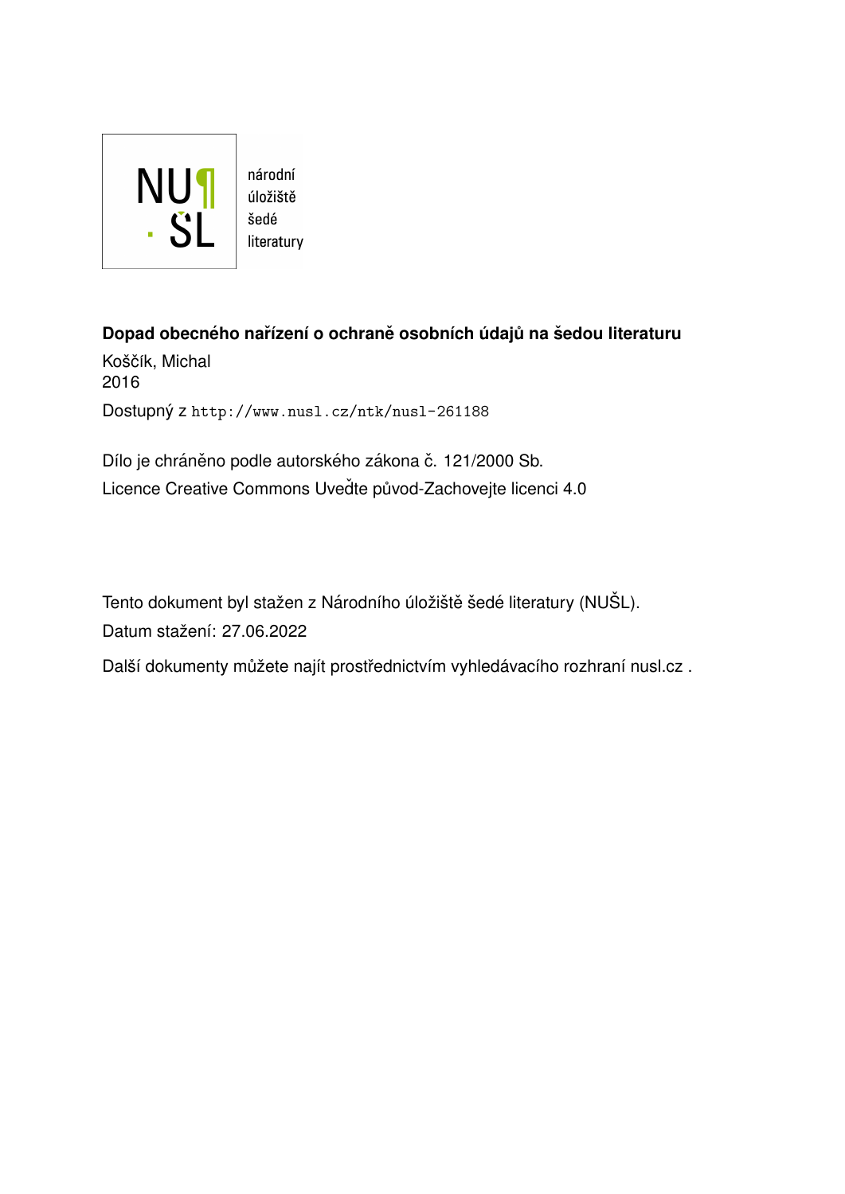národní úložiště šedé literatury

**Dopad obecného nařízení o ochraně osobních údajů na šedou literaturu**

Koščík, Michal
2016

Dostupný z http://www.nusl.cz/ntk/nusl-261188

Dílo je chráněno podle autorského zákona č. 121/2000 Sb.
Licence Creative Commons Uveďte původ-Zachovejte licenci 4.0

Tento dokument byl stažen z Národního úložiště šedé literatury (NUŠL).
Datum stažení: 27.06.2022

Další dokumenty můžete najít prostřednictvím vyhledávacího rozhraní nusl.cz .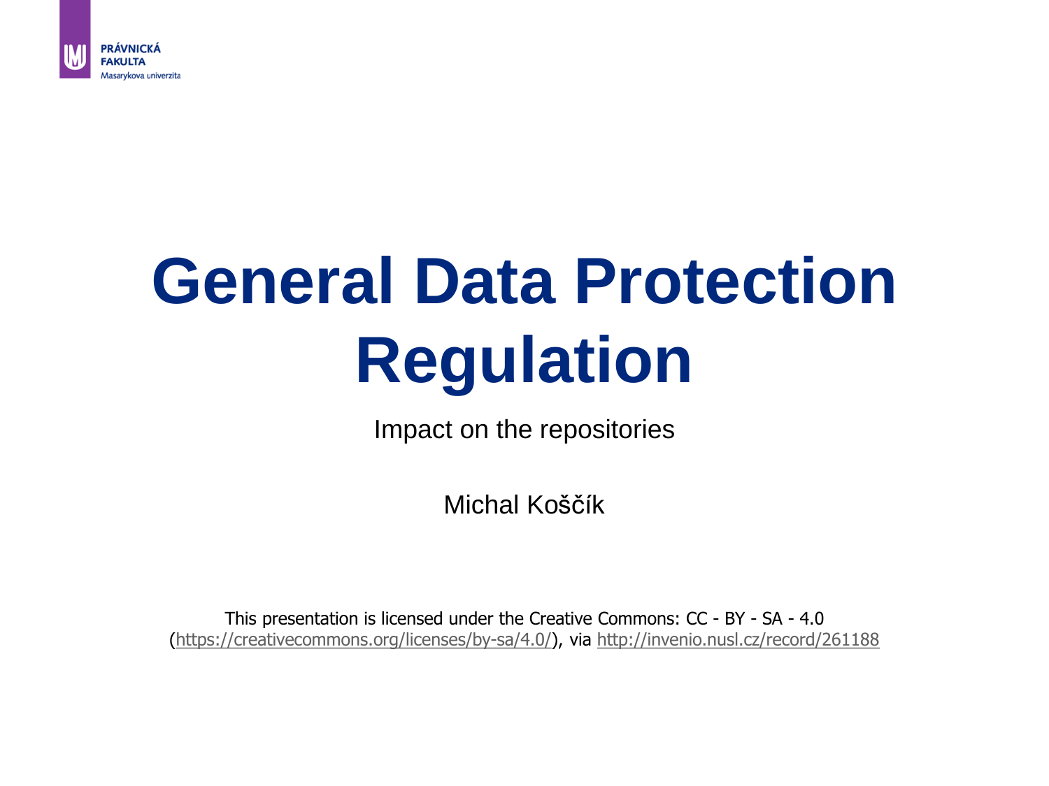PRÁVNICKÁ FAKULTA
Masarykova univerzita

# General Data Protection Regulation

Impact on the repositories

Michal Koščík

This presentation is licensed under the Creative Commons: CC - BY - SA - 4.0 (https://creativecommons.org/licenses/by-sa/4.0/), via http://invenio.nusl.cz/record/261188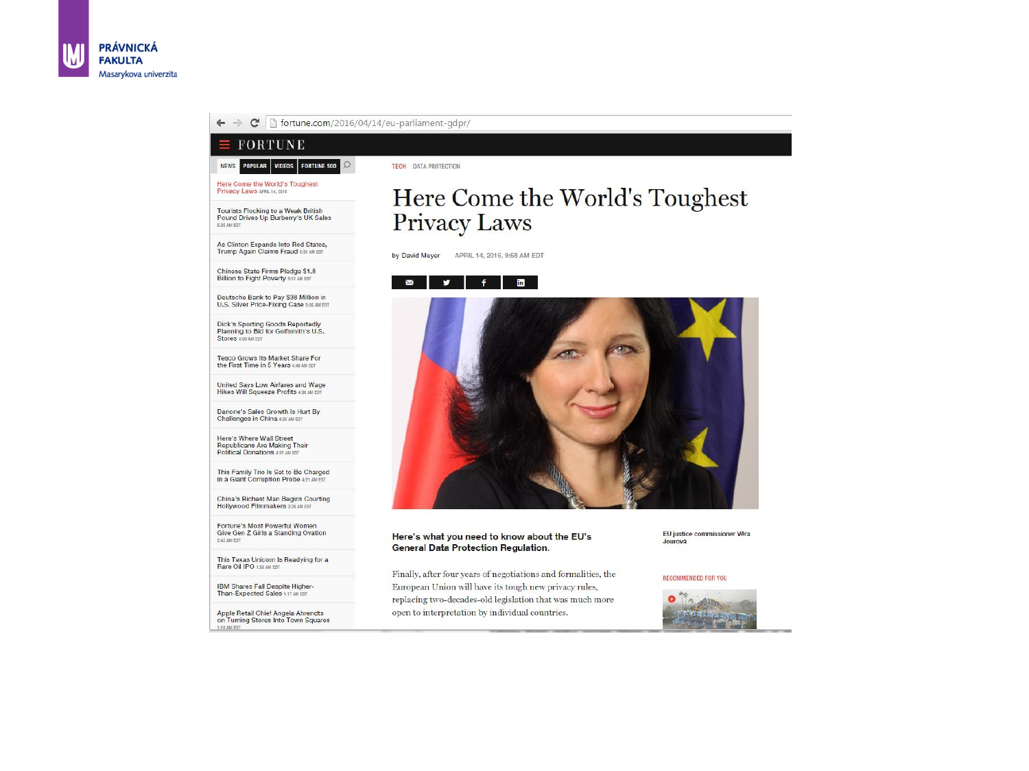fortune.com/2016/04/14/eu-parliament-gdpr/

FORTUNE

NEWS | POPULAR | VIDEOS | FORTUNE 500

- Here Come the World's Toughest Privacy Laws APRIL 14, 2016
- Tourists Flocking to a Weak British Pound Drives Up Burberry's UK Sales 5:06 AM EDT
- As Clinton Expands Into Red States, Trump Again Claims Fraud 5:01 AM EDT
- Chinese State Firms Pledge $1.8 Billion to Fight Poverty 5:17 AM EDT
- Deutsche Bank to Pay $38 Million in U.S. Silver Price-Fixing Case 5:08 AM EDT
- Dick's Sporting Goods Reportedly Planning to Bid for Golfsmith's U.S. Stores 4:50 AM EDT
- Tesco Grows Its Market Share For the First Time in 5 Years 4:48 AM EDT
- United Says Low Airfares and Wage Hikes Will Squeeze Profits 4:36 AM EDT
- Danone's Sales Growth Is Hurt By Challenges in China 4:35 AM EDT
- Here's Where Wall Street Republicans Are Making Their Political Donations 4:22 AM EDT
- This Family Trio Is Set to Be Charged in a Giant Corruption Probe 4:21 AM EDT
- China's Richest Man Begins Courting Hollywood Filmmakers 3:24 AM EDT
- Fortune's Most Powerful Women Give Gen Z Girls a Standing Ovation 2:42 AM EDT
- This Texas Unicorn Is Readying for a Rare Oil IPO 1:38 AM EDT
- IBM Shares Fall Despite Higher-Than-Expected Sales 1:17 AM EDT
- Apple Retail Chief Angela Ahrendts on Turning Stores Into Town Squares 1:18 AM EDT

TECH DATA PROTECTION

# Here Come the World's Toughest Privacy Laws

by David Meyer APRIL 14, 2016, 9:58 AM EDT

EU justice commissioner Věra Jourová

**Here's what you need to know about the EU's General Data Protection Regulation.**

Finally, after four years of negotiations and formalities, the European Union will have its tough new privacy rules, replacing two-decades-old legislation that was much more open to interpretation by individual countries.

RECOMMENDED FOR YOU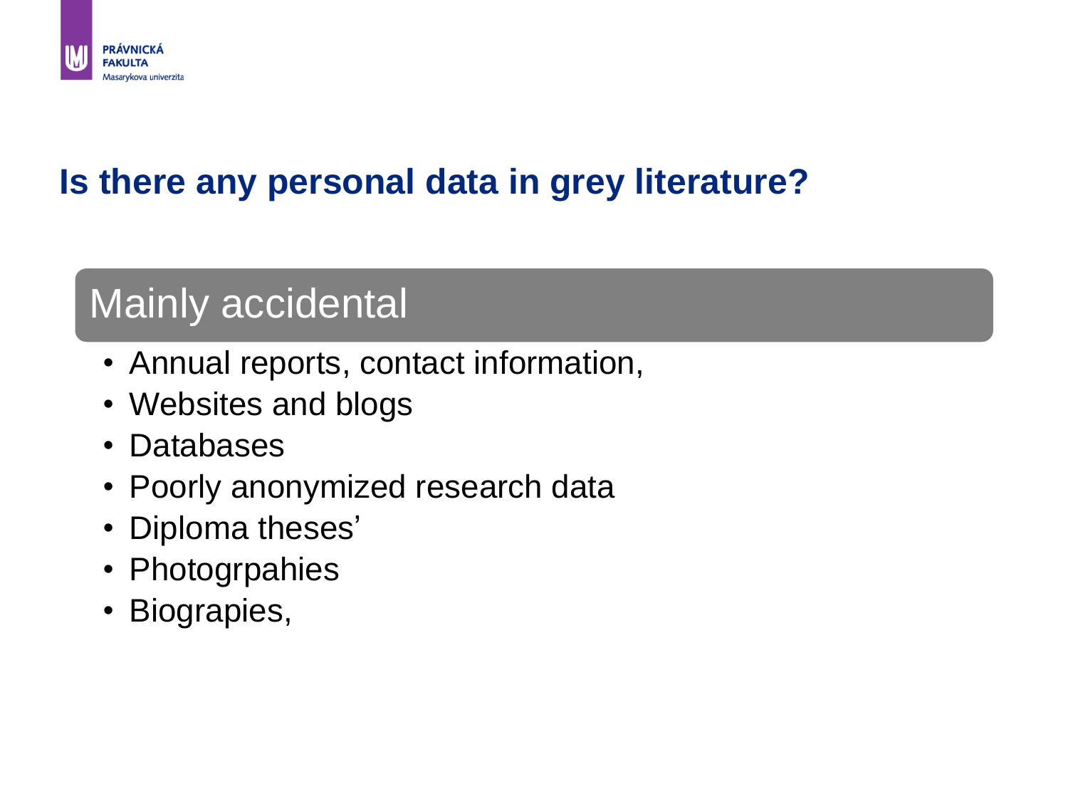## Is there any personal data in grey literature?

### Mainly accidental

- Annual reports, contact information,
- Websites and blogs
- Databases
- Poorly anonymized research data
- Diploma theses'
- Photogrpahies
- Biograpies,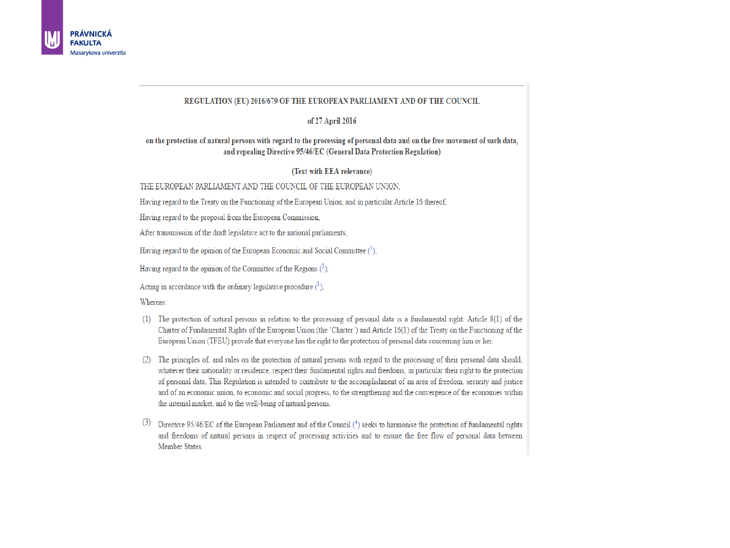**REGULATION (EU) 2016/679 OF THE EUROPEAN PARLIAMENT AND OF THE COUNCIL**

**of 27 April 2016**

**on the protection of natural persons with regard to the processing of personal data and on the free movement of such data, and repealing Directive 95/46/EC (General Data Protection Regulation)**

**(Text with EEA relevance)**

THE EUROPEAN PARLIAMENT AND THE COUNCIL OF THE EUROPEAN UNION,

Having regard to the Treaty on the Functioning of the European Union, and in particular Article 16 thereof,

Having regard to the proposal from the European Commission,

After transmission of the draft legislative act to the national parliaments,

Having regard to the opinion of the European Economic and Social Committee ([1]),

Having regard to the opinion of the Committee of the Regions ([2]),

Acting in accordance with the ordinary legislative procedure ([3]),

Whereas:

(1) The protection of natural persons in relation to the processing of personal data is a fundamental right. Article 8(1) of the Charter of Fundamental Rights of the European Union (the 'Charter') and Article 16(1) of the Treaty on the Functioning of the European Union (TFEU) provide that everyone has the right to the protection of personal data concerning him or her.

(2) The principles of, and rules on the protection of natural persons with regard to the processing of their personal data should, whatever their nationality or residence, respect their fundamental rights and freedoms, in particular their right to the protection of personal data. This Regulation is intended to contribute to the accomplishment of an area of freedom, security and justice and of an economic union, to economic and social progress, to the strengthening and the convergence of the economies within the internal market, and to the well-being of natural persons.

(3) Directive 95/46/EC of the European Parliament and of the Council ([4]) seeks to harmonise the protection of fundamental rights and freedoms of natural persons in respect of processing activities and to ensure the free flow of personal data between Member States.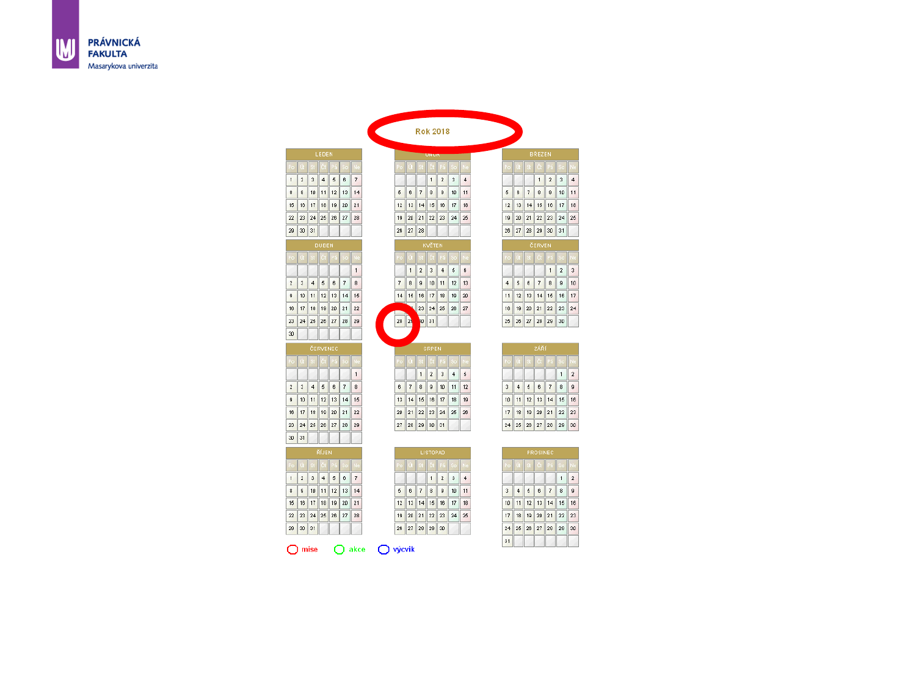Rok 2018

LEDEN

| Po | Út | St | Čt | Pá | So | Ne |
|---|---|---|---|---|---|---|
| 1 | 2 | 3 | 4 | 5 | 6 | 7 |
| 8 | 9 | 10 | 11 | 12 | 13 | 14 |
| 15 | 16 | 17 | 18 | 19 | 20 | 21 |
| 22 | 23 | 24 | 25 | 26 | 27 | 28 |
| 29 | 30 | 31 | | | | |

ÚNOR

| Po | Út | St | Čt | Pá | So | Ne |
|---|---|---|---|---|---|---|
| | | | 1 | 2 | 3 | 4 |
| 5 | 6 | 7 | 8 | 9 | 10 | 11 |
| 12 | 13 | 14 | 15 | 16 | 17 | 18 |
| 19 | 20 | 21 | 22 | 23 | 24 | 25 |
| 26 | 27 | 28 | | | | |

BŘEZEN

| Po | Út | St | Čt | Pá | So | Ne |
|---|---|---|---|---|---|---|
| | | | 1 | 2 | 3 | 4 |
| 5 | 6 | 7 | 8 | 9 | 10 | 11 |
| 12 | 13 | 14 | 15 | 16 | 17 | 18 |
| 19 | 20 | 21 | 22 | 23 | 24 | 25 |
| 26 | 27 | 28 | 29 | 30 | 31 | |

DUBEN

| Po | Út | St | Čt | Pá | So | Ne |
|---|---|---|---|---|---|---|
| | | | | | | 1 |
| 2 | 3 | 4 | 5 | 6 | 7 | 8 |
| 9 | 10 | 11 | 12 | 13 | 14 | 15 |
| 16 | 17 | 18 | 19 | 20 | 21 | 22 |
| 23 | 24 | 25 | 26 | 27 | 28 | 29 |
| 30 | | | | | | |

KVĚTEN

| Po | Út | St | Čt | Pá | So | Ne |
|---|---|---|---|---|---|---|
| | 1 | 2 | 3 | 4 | 5 | 6 |
| 7 | 8 | 9 | 10 | 11 | 12 | 13 |
| 14 | 15 | 16 | 17 | 18 | 19 | 20 |
| 21 | 22 | 23 | 24 | 25 | 26 | 27 |
| 28 | 29 | 30 | 31 | | | |

ČERVEN

| Po | Út | St | Čt | Pá | So | Ne |
|---|---|---|---|---|---|---|
| | | | | 1 | 2 | 3 |
| 4 | 5 | 6 | 7 | 8 | 9 | 10 |
| 11 | 12 | 13 | 14 | 15 | 16 | 17 |
| 18 | 19 | 20 | 21 | 22 | 23 | 24 |
| 25 | 26 | 27 | 28 | 29 | 30 | |

ČERVENEC

| Po | Út | St | Čt | Pá | So | Ne |
|---|---|---|---|---|---|---|
| | | | | | | 1 |
| 2 | 3 | 4 | 5 | 6 | 7 | 8 |
| 9 | 10 | 11 | 12 | 13 | 14 | 15 |
| 16 | 17 | 18 | 19 | 20 | 21 | 22 |
| 23 | 24 | 25 | 26 | 27 | 28 | 29 |
| 30 | 31 | | | | | |

SRPEN

| Po | Út | St | Čt | Pá | So | Ne |
|---|---|---|---|---|---|---|
| | | 1 | 2 | 3 | 4 | 5 |
| 6 | 7 | 8 | 9 | 10 | 11 | 12 |
| 13 | 14 | 15 | 16 | 17 | 18 | 19 |
| 20 | 21 | 22 | 23 | 24 | 25 | 26 |
| 27 | 28 | 29 | 30 | 31 | | |

ZÁŘÍ

| Po | Út | St | Čt | Pá | So | Ne |
|---|---|---|---|---|---|---|
| | | | | | 1 | 2 |
| 3 | 4 | 5 | 6 | 7 | 8 | 9 |
| 10 | 11 | 12 | 13 | 14 | 15 | 16 |
| 17 | 18 | 19 | 20 | 21 | 22 | 23 |
| 24 | 25 | 26 | 27 | 28 | 29 | 30 |

ŘÍJEN

| Po | Út | St | Čt | Pá | So | Ne |
|---|---|---|---|---|---|---|
| 1 | 2 | 3 | 4 | 5 | 6 | 7 |
| 8 | 9 | 10 | 11 | 12 | 13 | 14 |
| 15 | 16 | 17 | 18 | 19 | 20 | 21 |
| 22 | 23 | 24 | 25 | 26 | 27 | 28 |
| 29 | 30 | 31 | | | | |

LISTOPAD

| Po | Út | St | Čt | Pá | So | Ne |
|---|---|---|---|---|---|---|
| | | | 1 | 2 | 3 | 4 |
| 5 | 6 | 7 | 8 | 9 | 10 | 11 |
| 12 | 13 | 14 | 15 | 16 | 17 | 18 |
| 19 | 20 | 21 | 22 | 23 | 24 | 25 |
| 26 | 27 | 28 | 29 | 30 | | |

PROSINEC

| Po | Út | St | Čt | Pá | So | Ne |
|---|---|---|---|---|---|---|
| | | | | | 1 | 2 |
| 3 | 4 | 5 | 6 | 7 | 8 | 9 |
| 10 | 11 | 12 | 13 | 14 | 15 | 16 |
| 17 | 18 | 19 | 20 | 21 | 22 | 23 |
| 24 | 25 | 26 | 27 | 28 | 29 | 30 |
| 31 | | | | | | |

mise akce výcvik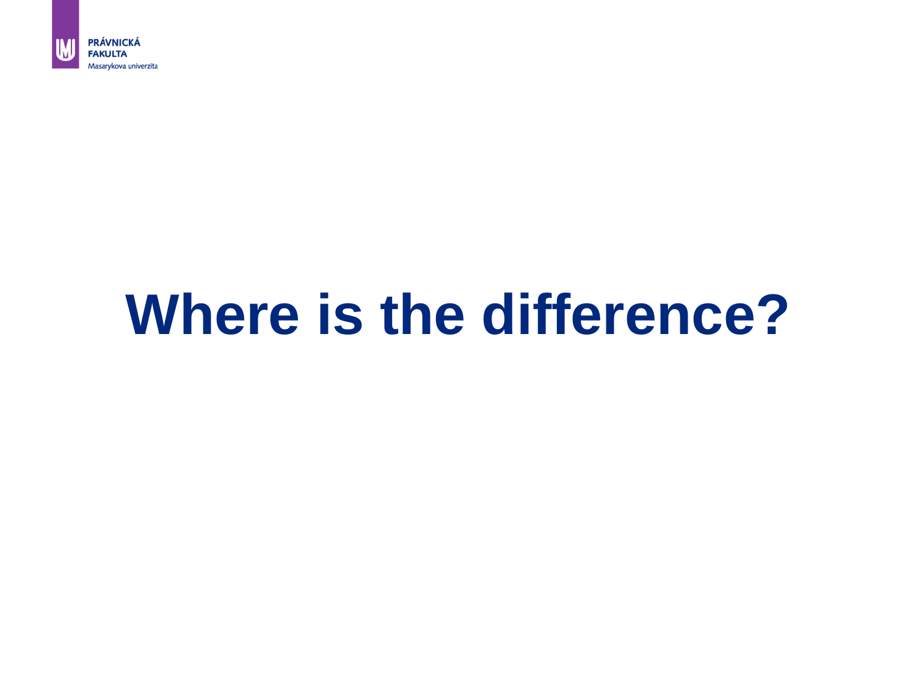# Where is the difference?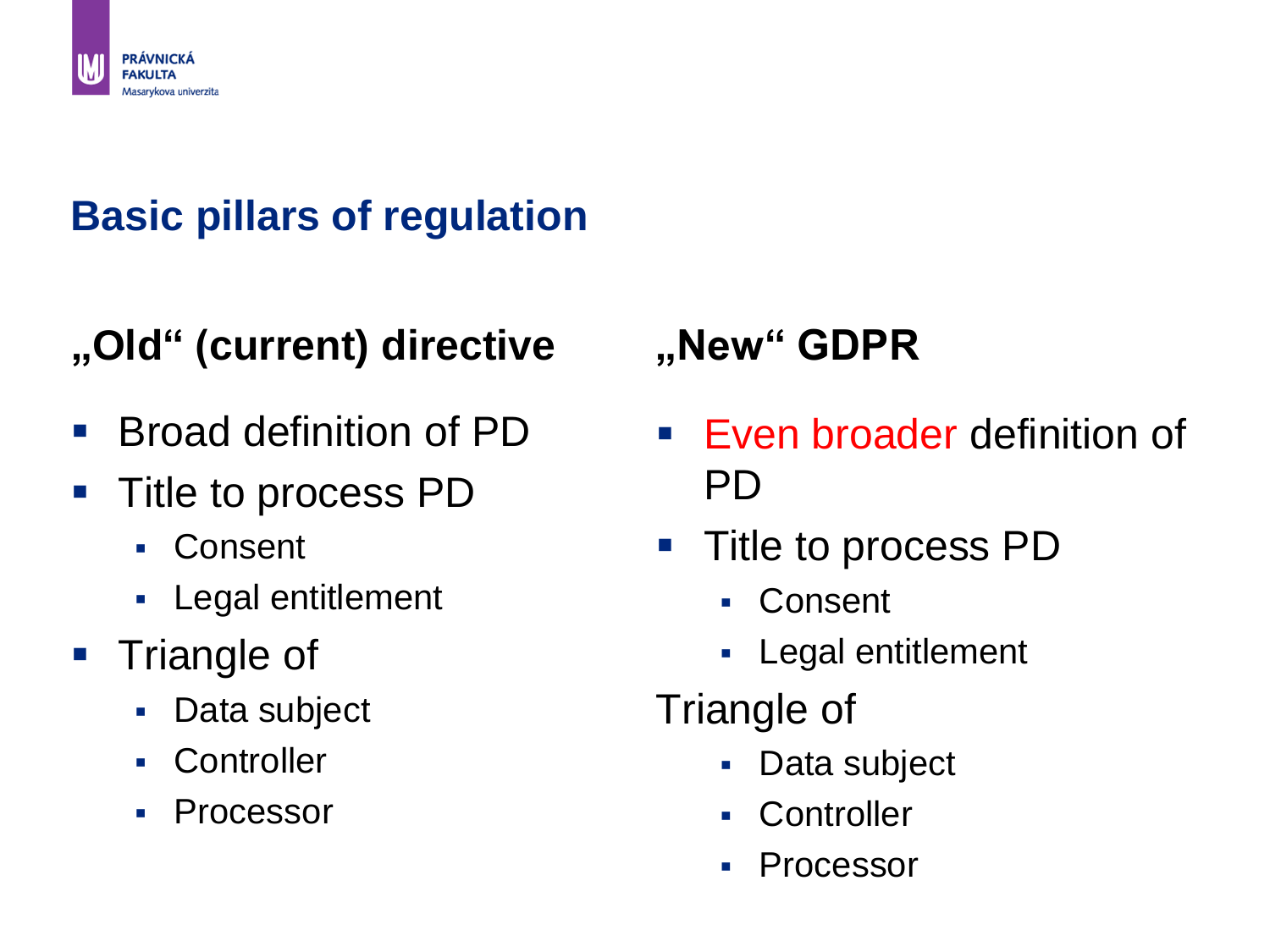## Basic pillars of regulation

**„Old“ (current) directive**

- Broad definition of PD
- Title to process PD
  - Consent
  - Legal entitlement
- Triangle of
  - Data subject
  - Controller
  - Processor

**„New“ GDPR**

- Even broader definition of PD
- Title to process PD
  - Consent
  - Legal entitlement

Triangle of

  - Data subject
  - Controller
  - Processor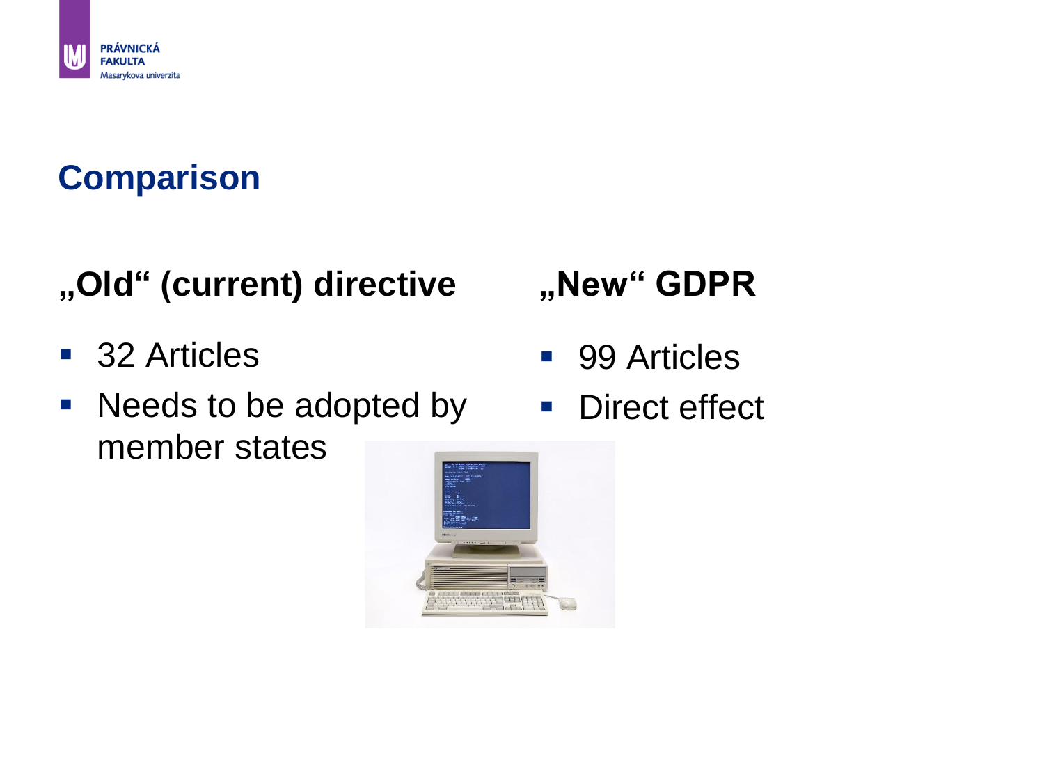## Comparison

**„Old“ (current) directive**

- 32 Articles
- Needs to be adopted by member states

**„New“ GDPR**

- 99 Articles
- Direct effect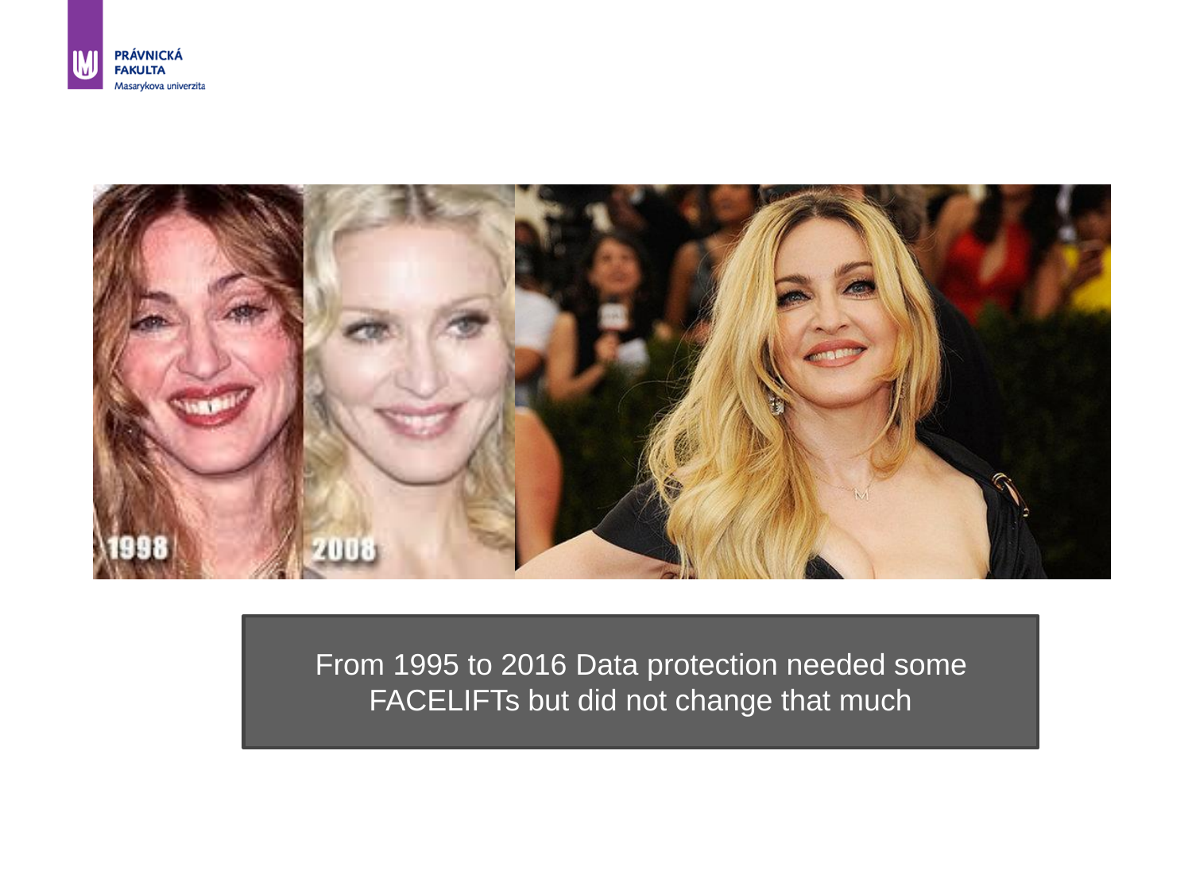From 1995 to 2016 Data protection needed some FACELIFTs but did not change that much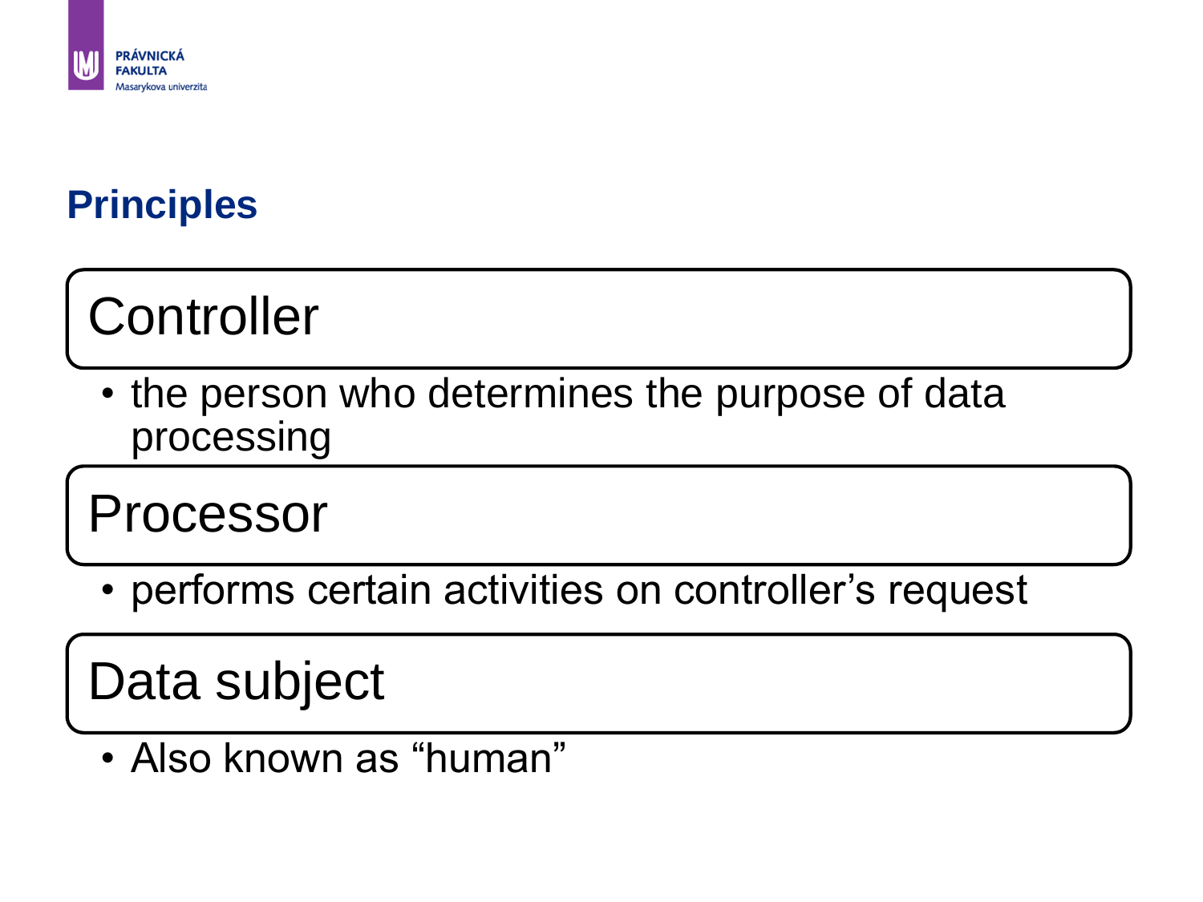## Principles

### Controller

- the person who determines the purpose of data processing

### Processor

- performs certain activities on controller’s request

### Data subject

- Also known as “human”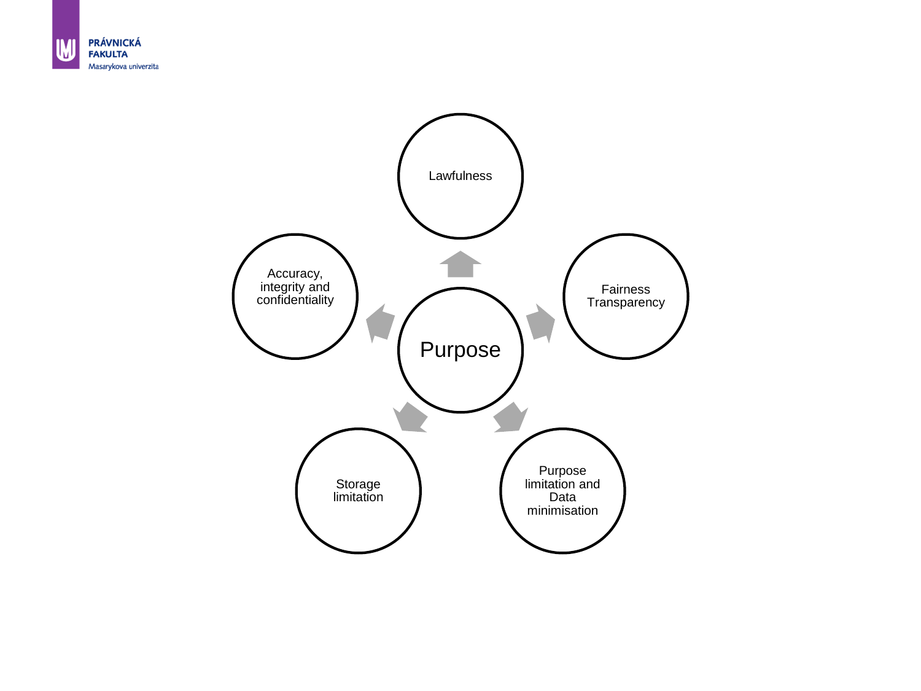Purpose

- Lawfulness
- Fairness Transparency
- Purpose limitation and Data minimisation
- Storage limitation
- Accuracy, integrity and confidentiality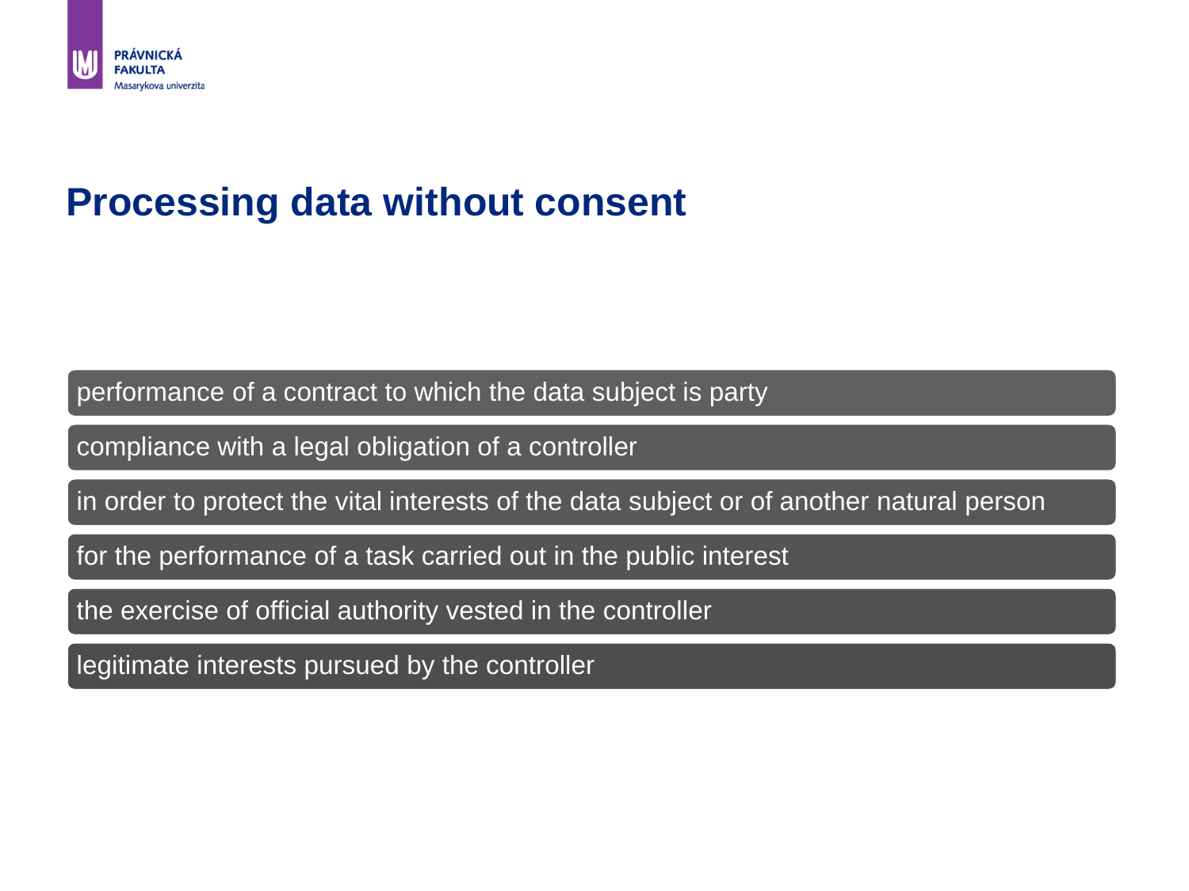# Processing data without consent

- performance of a contract to which the data subject is party
- compliance with a legal obligation of a controller
- in order to protect the vital interests of the data subject or of another natural person
- for the performance of a task carried out in the public interest
- the exercise of official authority vested in the controller
- legitimate interests pursued by the controller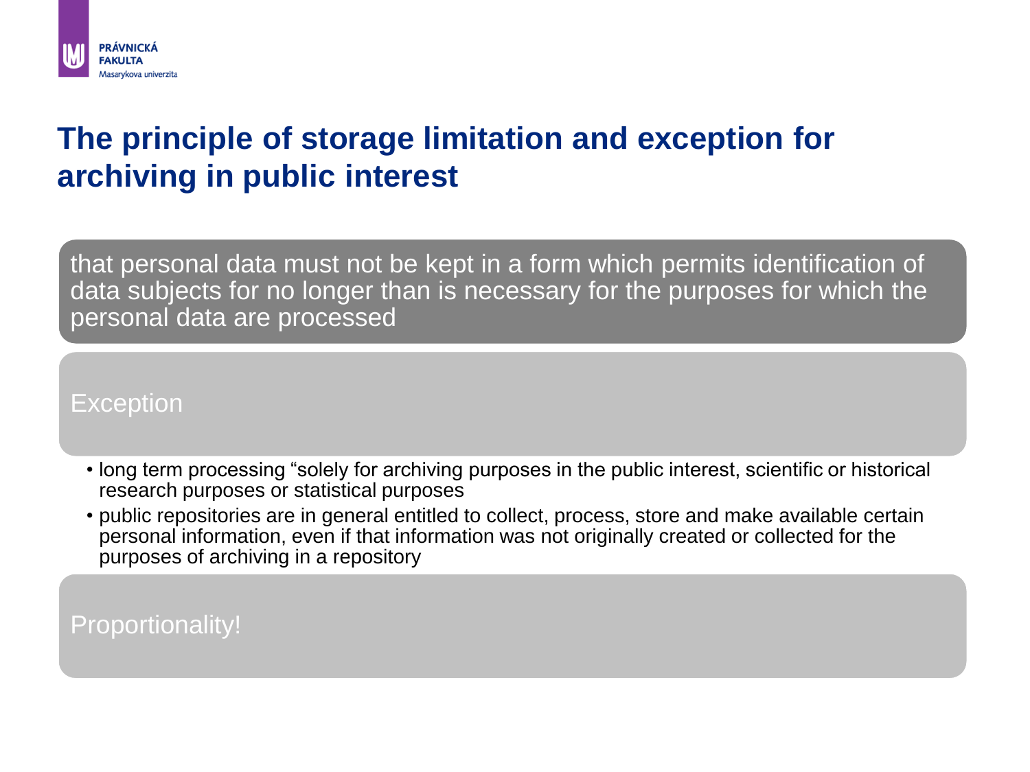# The principle of storage limitation and exception for archiving in public interest

that personal data must not be kept in a form which permits identification of data subjects for no longer than is necessary for the purposes for which the personal data are processed

Exception

- long term processing “solely for archiving purposes in the public interest, scientific or historical research purposes or statistical purposes
- public repositories are in general entitled to collect, process, store and make available certain personal information, even if that information was not originally created or collected for the purposes of archiving in a repository

Proportionality!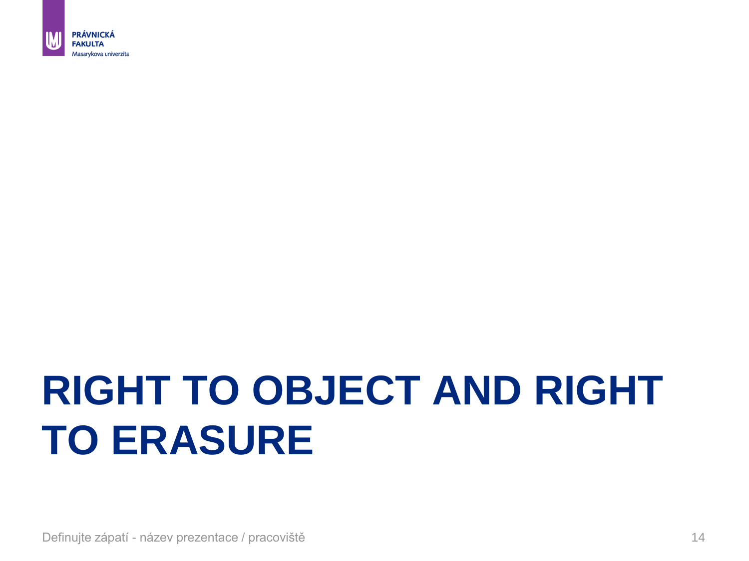# RIGHT TO OBJECT AND RIGHT TO ERASURE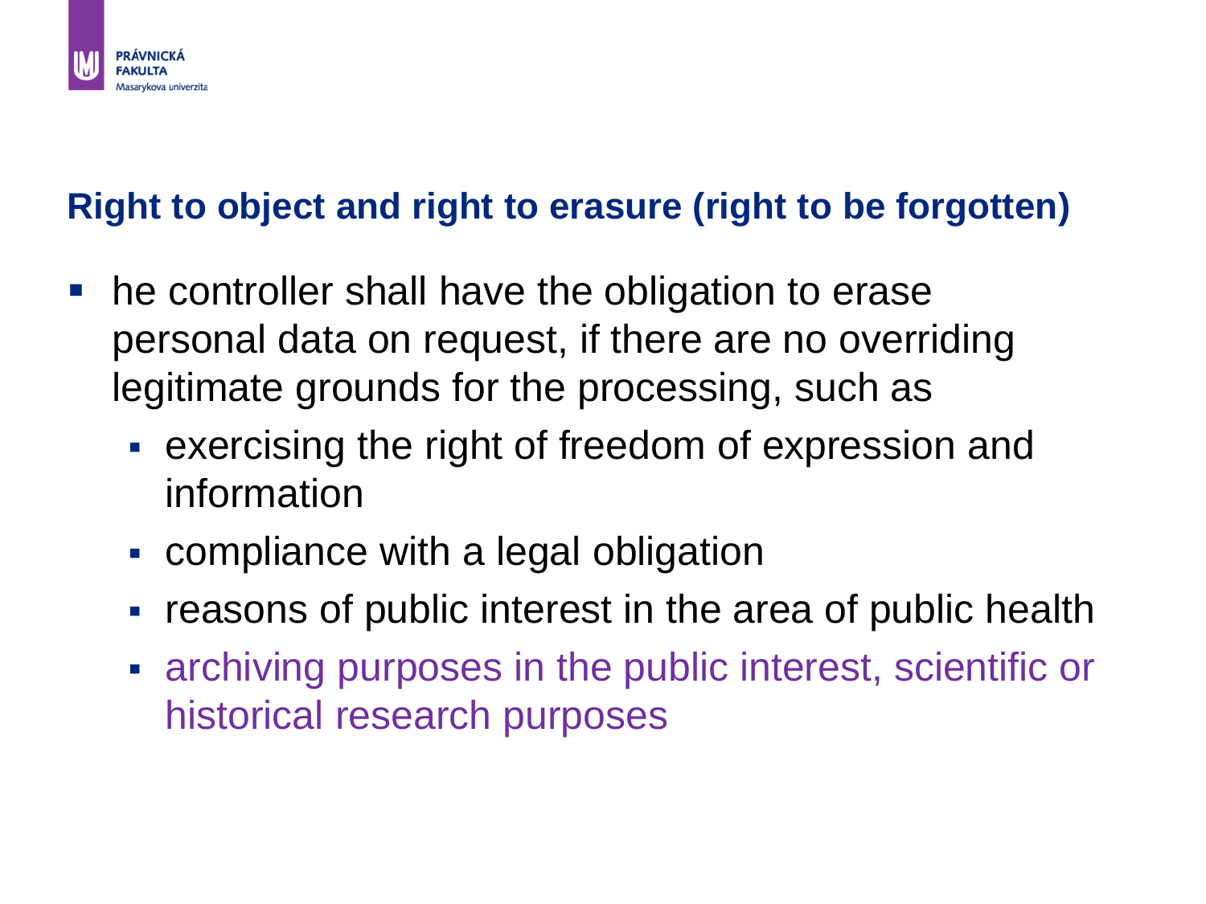## Right to object and right to erasure (right to be forgotten)

- he controller shall have the obligation to erase personal data on request, if there are no overriding legitimate grounds for the processing, such as
  - exercising the right of freedom of expression and information
  - compliance with a legal obligation
  - reasons of public interest in the area of public health
  - archiving purposes in the public interest, scientific or historical research purposes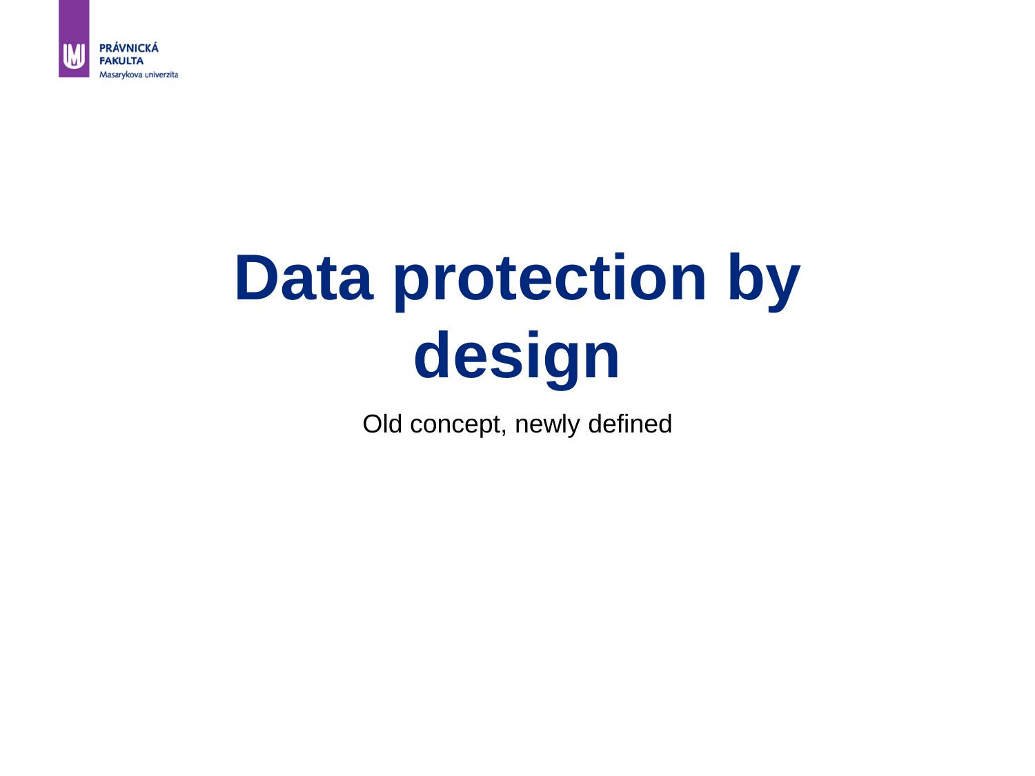# Data protection by design

Old concept, newly defined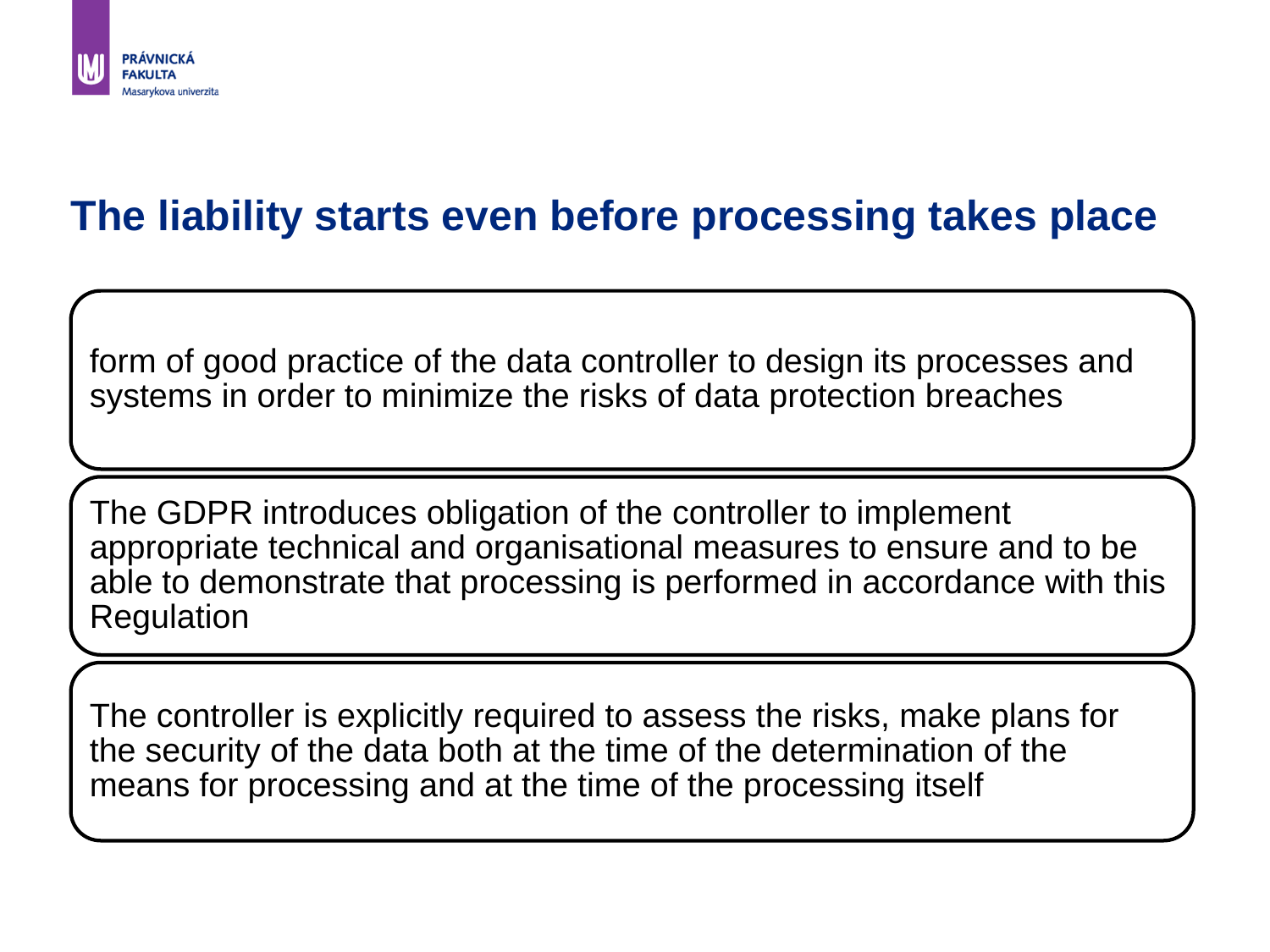# The liability starts even before processing takes place

form of good practice of the data controller to design its processes and systems in order to minimize the risks of data protection breaches

The GDPR introduces obligation of the controller to implement appropriate technical and organisational measures to ensure and to be able to demonstrate that processing is performed in accordance with this Regulation

The controller is explicitly required to assess the risks, make plans for the security of the data both at the time of the determination of the means for processing and at the time of the processing itself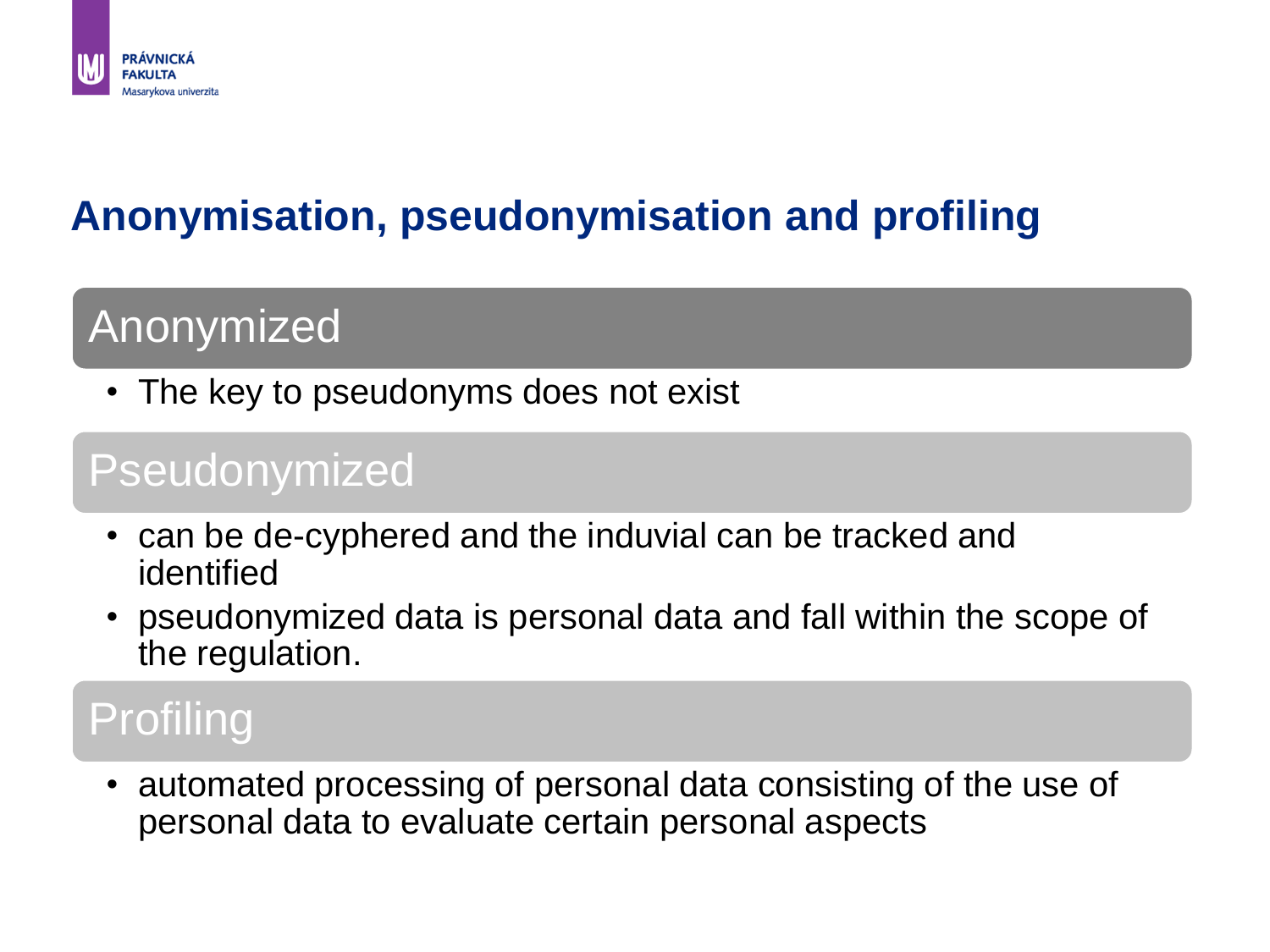# Anonymisation, pseudonymisation and profiling

## Anonymized

- The key to pseudonyms does not exist

## Pseudonymized

- can be de-cyphered and the induvial can be tracked and identified
- pseudonymized data is personal data and fall within the scope of the regulation.

## Profiling

- automated processing of personal data consisting of the use of personal data to evaluate certain personal aspects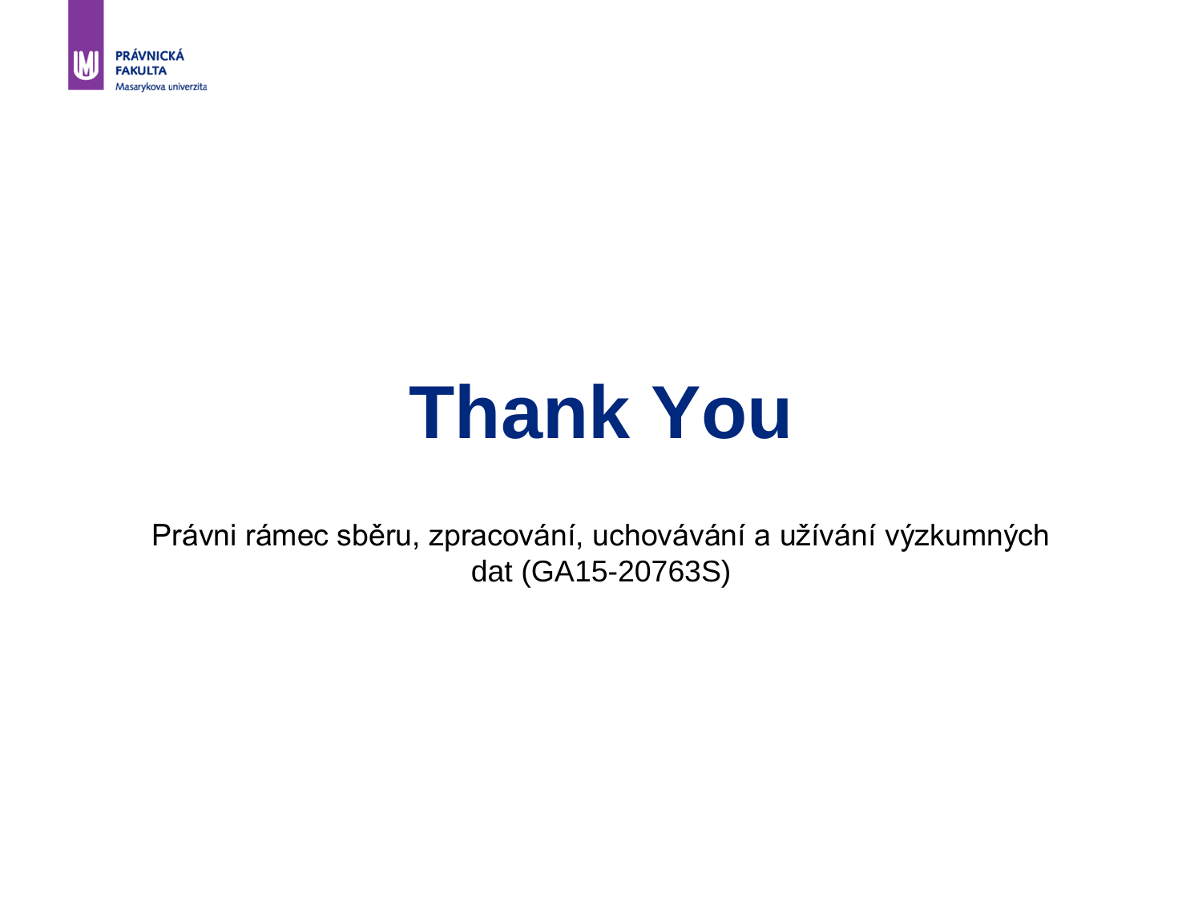# Thank You

Právni rámec sběru, zpracování, uchovávání a užívání výzkumných dat (GA15-20763S)